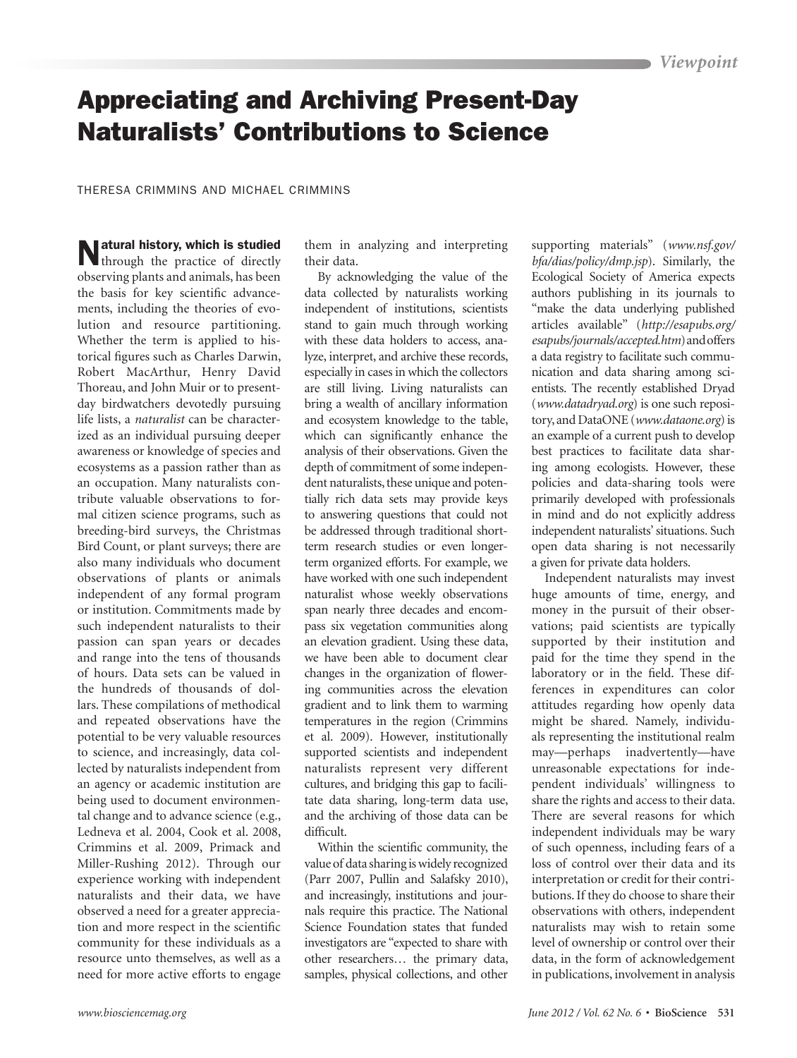# Appreciating and Archiving Present-Day Naturalists' Contributions to Science

THERESA CRIMMINS AND MICHAEL CRIMMINS

**Natural history, which is studied** through the practice of directly observing plants and animals, has been the basis for key scientific advancements, including the theories of evolution and resource partitioning. Whether the term is applied to historical figures such as Charles Darwin, Robert MacArthur, Henry David Thoreau, and John Muir or to present-day birdwatchers devotedly pursuing life lists, a *naturalist* can be characterized as an individual pursuing deeper awareness or knowledge of species and ecosystems as a passion rather than as an occupation. Many naturalists contribute valuable observations to formal citizen science programs, such as breeding-bird surveys, the Christmas Bird Count, or plant surveys; there are also many individuals who document observations of plants or animals independent of any formal program or institution. Commitments made by such independent naturalists to their passion can span years or decades and range into the tens of thousands of hours. Data sets can be valued in the hundreds of thousands of dollars. These compilations of methodical and repeated observations have the potential to be very valuable resources to science, and increasingly, data collected by naturalists independent from an agency or academic institution are being used to document environmental change and to advance science (e.g., Ledneva et al. 2004, Cook et al. 2008, Crimmins et al. 2009, Primack and Miller-Rushing 2012). Through our experience working with independent naturalists and their data, we have observed a need for a greater appreciation and more respect in the scientific community for these individuals as a resource unto themselves, as well as a need for more active efforts to engage them in analyzing and interpreting their data.

By acknowledging the value of the data collected by naturalists working independent of institutions, scientists stand to gain much through working with these data holders to access, analyze, interpret, and archive these records, especially in cases in which the collectors are still living. Living naturalists can bring a wealth of ancillary information and ecosystem knowledge to the table, which can significantly enhance the analysis of their observations. Given the depth of commitment of some independent naturalists, these unique and potentially rich data sets may provide keys to answering questions that could not be addressed through traditional short-term research studies or even longer-term organized efforts. For example, we have worked with one such independent naturalist whose weekly observations span nearly three decades and encompass six vegetation communities along an elevation gradient. Using these data, we have been able to document clear changes in the organization of flowering communities across the elevation gradient and to link them to warming temperatures in the region (Crimmins et al. 2009). However, institutionally supported scientists and independent naturalists represent very different cultures, and bridging this gap to facilitate data sharing, long-term data use, and the archiving of those data can be difficult.

Within the scientific community, the value of data sharing is widely recognized (Parr 2007, Pullin and Salafsky 2010), and increasingly, institutions and journals require this practice. The National Science Foundation states that funded investigators are "expected to share with other researchers… the primary data, samples, physical collections, and other supporting materials" (*www.nsf.gov/bfa/dias/policy/dmp.jsp*). Similarly, the Ecological Society of America expects authors publishing in its journals to "make the data underlying published articles available" (*http://esapubs.org/esapubs/journals/accepted.htm*) and offers a data registry to facilitate such communication and data sharing among scientists. The recently established Dryad (*www.datadryad.org*) is one such repository, and DataONE (*www.dataone.org*) is an example of a current push to develop best practices to facilitate data sharing among ecologists. However, these policies and data-sharing tools were primarily developed with professionals in mind and do not explicitly address independent naturalists' situations. Such open data sharing is not necessarily a given for private data holders.

Independent naturalists may invest huge amounts of time, energy, and money in the pursuit of their observations; paid scientists are typically supported by their institution and paid for the time they spend in the laboratory or in the field. These differences in expenditures can color attitudes regarding how openly data might be shared. Namely, individuals representing the institutional realm may—perhaps inadvertently—have unreasonable expectations for independent individuals' willingness to share the rights and access to their data. There are several reasons for which independent individuals may be wary of such openness, including fears of a loss of control over their data and its interpretation or credit for their contributions. If they do choose to share their observations with others, independent naturalists may wish to retain some level of ownership or control over their data, in the form of acknowledgement in publications, involvement in analysis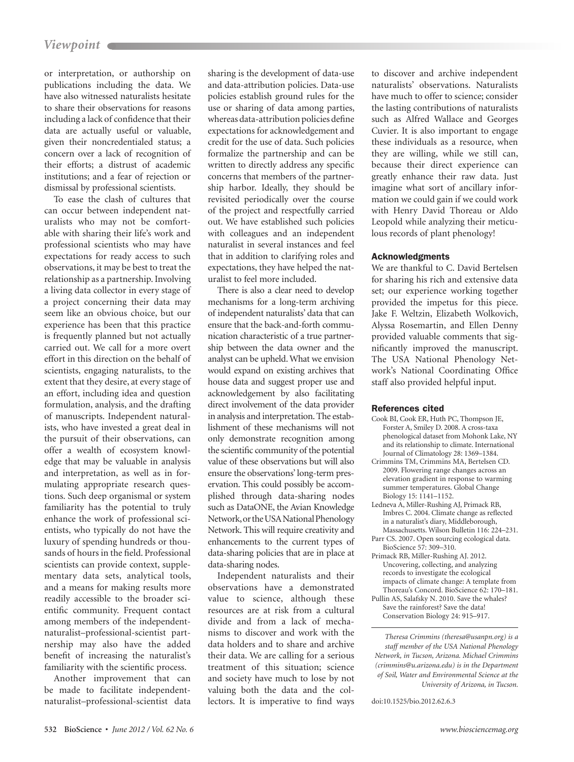or interpretation, or authorship on publications including the data. We have also witnessed naturalists hesitate to share their observations for reasons including a lack of confidence that their data are actually useful or valuable, given their noncredentialed status; a concern over a lack of recognition of their efforts; a distrust of academic institutions; and a fear of rejection or dismissal by professional scientists.

To ease the clash of cultures that can occur between independent naturalists who may not be comfortable with sharing their life's work and professional scientists who may have expectations for ready access to such observations, it may be best to treat the relationship as a partnership. Involving a living data collector in every stage of a project concerning their data may seem like an obvious choice, but our experience has been that this practice is frequently planned but not actually carried out. We call for a more overt effort in this direction on the behalf of scientists, engaging naturalists, to the extent that they desire, at every stage of an effort, including idea and question formulation, analysis, and the drafting of manuscripts. Independent naturalists, who have invested a great deal in the pursuit of their observations, can offer a wealth of ecosystem knowledge that may be valuable in analysis and interpretation, as well as in formulating appropriate research questions. Such deep organismal or system familiarity has the potential to truly enhance the work of professional scientists, who typically do not have the luxury of spending hundreds or thousands of hours in the field. Professional scientists can provide context, supplementary data sets, analytical tools, and a means for making results more readily accessible to the broader scientific community. Frequent contact among members of the independent-naturalist–professional-scientist partnership may also have the added benefit of increasing the naturalist's familiarity with the scientific process.

Another improvement that can be made to facilitate independent-naturalist–professional-scientist data sharing is the development of data-use and data-attribution policies. Data-use policies establish ground rules for the use or sharing of data among parties, whereas data-attribution policies define expectations for acknowledgement and credit for the use of data. Such policies formalize the partnership and can be written to directly address any specific concerns that members of the partnership harbor. Ideally, they should be revisited periodically over the course of the project and respectfully carried out. We have established such policies with colleagues and an independent naturalist in several instances and feel that in addition to clarifying roles and expectations, they have helped the naturalist to feel more included.

There is also a clear need to develop mechanisms for a long-term archiving of independent naturalists' data that can ensure that the back-and-forth communication characteristic of a true partnership between the data owner and the analyst can be upheld. What we envision would expand on existing archives that house data and suggest proper use and acknowledgement by also facilitating direct involvement of the data provider in analysis and interpretation. The establishment of these mechanisms will not only demonstrate recognition among the scientific community of the potential value of these observations but will also ensure the observations' long-term preservation. This could possibly be accomplished through data-sharing nodes such as DataONE, the Avian Knowledge Network, or the USA National Phenology Network. This will require creativity and enhancements to the current types of data-sharing policies that are in place at data-sharing nodes.

Independent naturalists and their observations have a demonstrated value to science, although these resources are at risk from a cultural divide and from a lack of mechanisms to discover and work with the data holders and to share and archive their data. We are calling for a serious treatment of this situation; science and society have much to lose by not valuing both the data and the collectors. It is imperative to find ways to discover and archive independent naturalists' observations. Naturalists have much to offer to science; consider the lasting contributions of naturalists such as Alfred Wallace and Georges Cuvier. It is also important to engage these individuals as a resource, when they are willing, while we still can, because their direct experience can greatly enhance their raw data. Just imagine what sort of ancillary information we could gain if we could work with Henry David Thoreau or Aldo Leopold while analyzing their meticulous records of plant phenology!

## Acknowledgments

We are thankful to C. David Bertelsen for sharing his rich and extensive data set; our experience working together provided the impetus for this piece. Jake F. Weltzin, Elizabeth Wolkovich, Alyssa Rosemartin, and Ellen Denny provided valuable comments that significantly improved the manuscript. The USA National Phenology Network's National Coordinating Office staff also provided helpful input.

## References cited

Cook BI, Cook ER, Huth PC, Thompson JE, Forster A, Smiley D. 2008. A cross-taxa phenological dataset from Mohonk Lake, NY and its relationship to climate. International Journal of Climatology 28: 1369–1384.

Crimmins TM, Crimmins MA, Bertelsen CD. 2009. Flowering range changes across an elevation gradient in response to warming summer temperatures. Global Change Biology 15: 1141–1152.

Ledneva A, Miller-Rushing AJ, Primack RB, Imbres C. 2004. Climate change as reflected in a naturalist's diary, Middleborough, Massachusetts. Wilson Bulletin 116: 224–231.

Parr CS. 2007. Open sourcing ecological data. BioScience 57: 309–310.

Primack RB, Miller-Rushing AJ. 2012. Uncovering, collecting, and analyzing records to investigate the ecological impacts of climate change: A template from Thoreau's Concord. BioScience 62: 170–181.

Pullin AS, Salafsky N. 2010. Save the whales? Save the rainforest? Save the data! Conservation Biology 24: 915–917.

*Theresa Crimmins (theresa@usanpn.org) is a staff member of the USA National Phenology Network, in Tucson, Arizona. Michael Crimmins (crimmins@u.arizona.edu) is in the Department of Soil, Water and Environmental Science at the University of Arizona, in Tucson.*

doi:10.1525/bio.2012.62.6.3